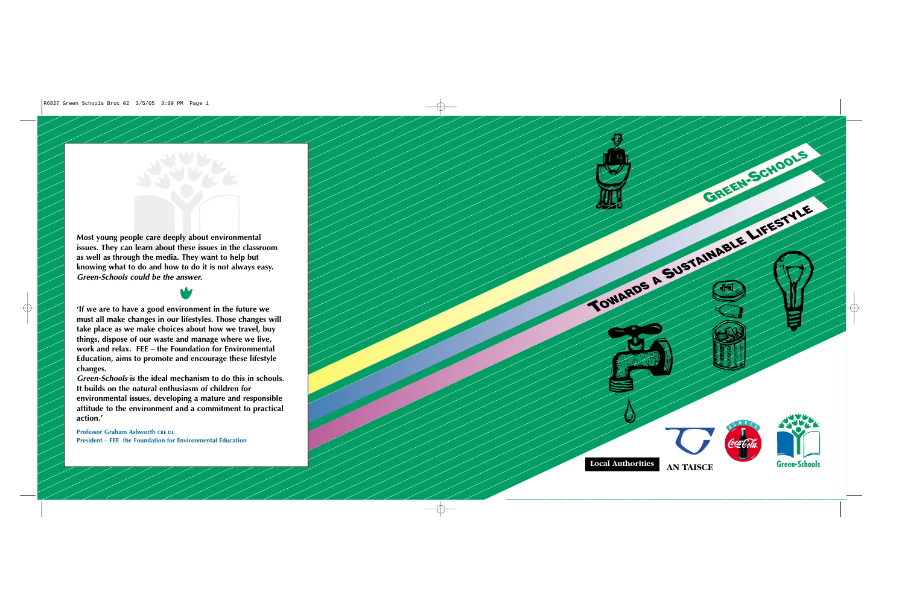Most young people care deeply about environmental issues. They can learn about these issues in the classroom as well as through the media. They want to help but knowing what to do and how to do it is not always easy. *Green-Schools could be the answer.*

**'If we are to have a good environment in the future we must all make changes in our lifestyles. Those changes will take place as we make choices about how we travel, buy things, dispose of our waste and manage where we live, work and relax. FEE – the Foundation for Environmental Education, aims to promote and encourage these lifestyle changes.**

***Green-Schools* is the ideal mechanism to do this in schools. It builds on the natural enthusiasm of children for environmental issues, developing a mature and responsible attitude to the environment and a commitment to practical action.'**

**Professor Graham Ashworth CBE DL**
**President – FEE the Foundation for Environmental Education**

# GREEN-SCHOOLS

## TOWARDS A SUSTAINABLE LIFESTYLE

Local Authorities

AN TAISCE

Green-Schools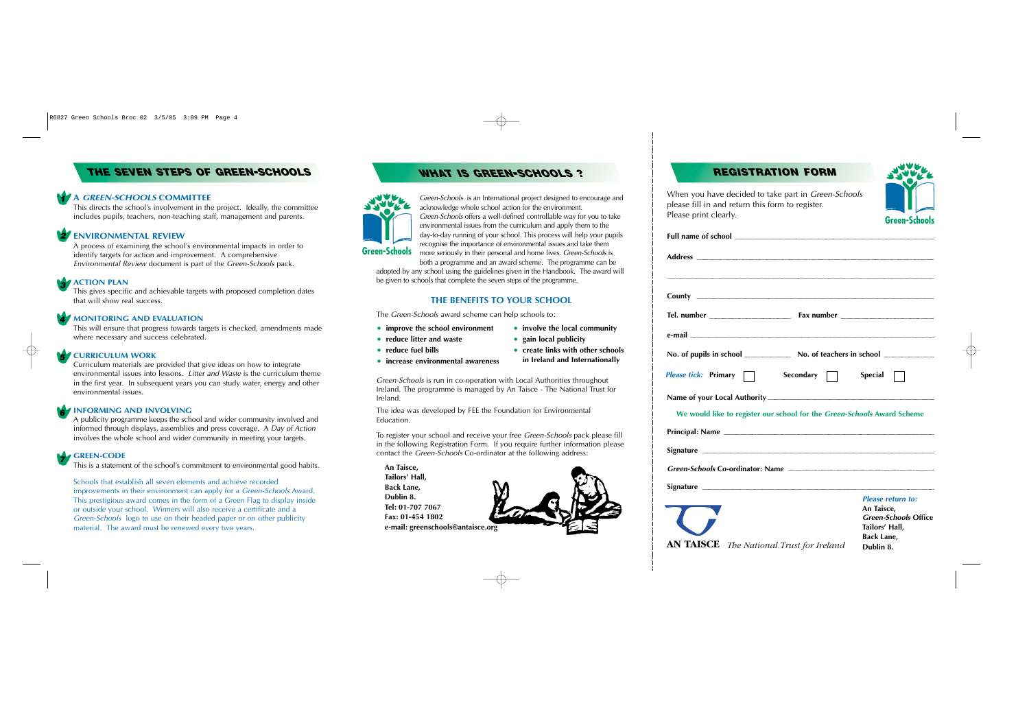## THE SEVEN STEPS OF GREEN-SCHOOLS

### 1 A *GREEN-SCHOOLS* COMMITTEE

This directs the school's involvement in the project. Ideally, the committee includes pupils, teachers, non-teaching staff, management and parents.

### 2 ENVIRONMENTAL REVIEW

A process of examining the school's environmental impacts in order to identify targets for action and improvement. A comprehensive *Environmental Review* document is part of the *Green-Schools* pack.

### 3 ACTION PLAN

This gives specific and achievable targets with proposed completion dates that will show real success.

### 4 MONITORING AND EVALUATION

This will ensure that progress towards targets is checked, amendments made where necessary and success celebrated.

### 5 CURRICULUM WORK

Curriculum materials are provided that give ideas on how to integrate environmental issues into lessons. *Litter and Waste* is the curriculum theme in the first year. In subsequent years you can study water, energy and other environmental issues.

### 6 INFORMING AND INVOLVING

A publicity programme keeps the school and wider community involved and informed through displays, assemblies and press coverage. A *Day of Action* involves the whole school and wider community in meeting your targets.

### 7 GREEN-CODE

This is a statement of the school's commitment to environmental good habits.

Schools that establish all seven elements and achieve recorded improvements in their environment can apply for a *Green-Schools* Award. This prestigious award comes in the form of a Green Flag to display inside or outside your school. Winners will also receive a certificate and a *Green-Schools* logo to use on their headed paper or on other publicity material. The award must be renewed every two years.

## WHAT IS GREEN-SCHOOLS ?

*Green-Schools* is an International project designed to encourage and acknowledge whole school action for the environment. *Green-Schools* offers a well-defined controllable way for you to take environmental issues from the curriculum and apply them to the day-to-day running of your school. This process will help your pupils recognise the importance of environmental issues and take them more seriously in their personal and home lives. *Green-Schools* is both a programme and an award scheme. The programme can be adopted by any school using the guidelines given in the Handbook. The award will be given to schools that complete the seven steps of the programme.

### THE BENEFITS TO YOUR SCHOOL

The *Green-Schools* award scheme can help schools to:

- **improve the school environment**
- **reduce litter and waste**
- **reduce fuel bills**
- **increase environmental awareness**
- **involve the local community**
- **gain local publicity**
- **create links with other schools in Ireland and Internationally**

*Green-Schools* is run in co-operation with Local Authorities throughout Ireland. The programme is managed by An Taisce - The National Trust for Ireland.

The idea was developed by FEE the Foundation for Environmental Education.

To register your school and receive your free *Green-Schools* pack please fill in the following Registration Form. If you require further information please contact the *Green-Schools* Co-ordinator at the following address:

**An Taisce,**
**Tailors' Hall,**
**Back Lane,**
**Dublin 8.**
**Tel: 01-707 7067**
**Fax: 01-454 1802**
**e-mail: greenschools@antaisce.org**

## REGISTRATION FORM

When you have decided to take part in *Green-Schools* please fill in and return this form to register.
Please print clearly.

**Full name of school** ______________________________

**Address** ______________________________

______________________________

**County** ______________________________

**Tel. number** ______________ **Fax number** ______________

**e-mail** ______________________________

**No. of pupils in school** __________ **No. of teachers in school** __________

*Please tick:* **Primary** ☐ **Secondary** ☐ **Special** ☐

**Name of your Local Authority** ______________________________

**We would like to register our school for the *Green-Schools* Award Scheme**

**Principal: Name** ______________________________

**Signature** ______________________________

***Green-Schools* Co-ordinator: Name** ______________________________

**Signature** ______________________________

**AN TAISCE** *The National Trust for Ireland*

*Please return to:*
**An Taisce,**
***Green-Schools* Office**
**Tailors' Hall,**
**Back Lane,**
**Dublin 8.**